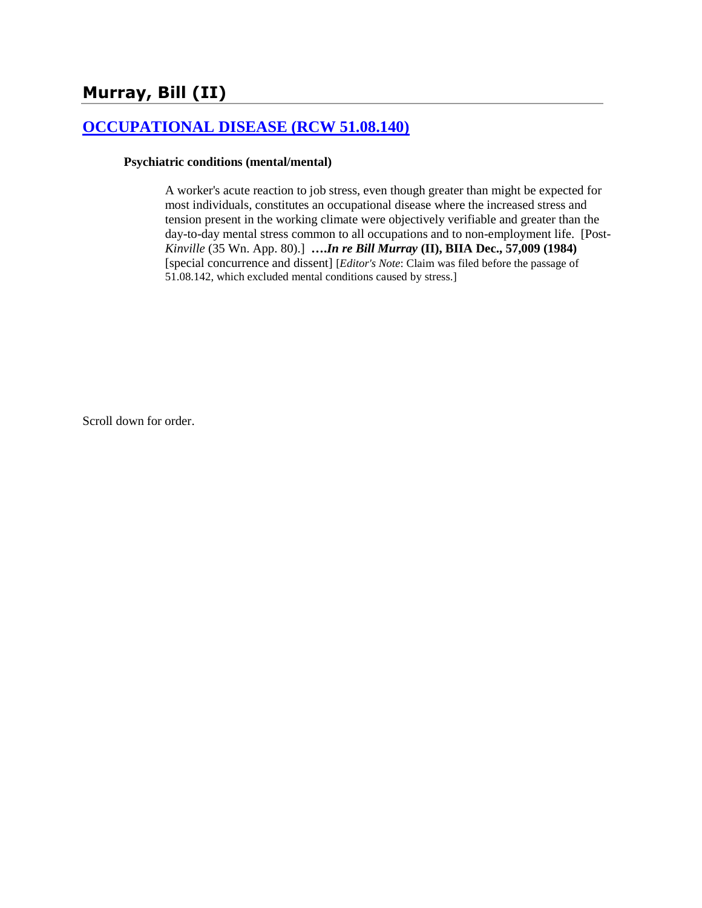# Murray, Bill (II)

## [OCCUPATIONAL DISEASE (RCW 51.08.140)](#)

### Psychiatric conditions (mental/mental)

A worker's acute reaction to job stress, even though greater than might be expected for most individuals, constitutes an occupational disease where the increased stress and tension present in the working climate were objectively verifiable and greater than the day-to-day mental stress common to all occupations and to non-employment life. [Post-*Kinville* (35 Wn. App. 80).] **….*In re Bill Murray* (II), BIIA Dec., 57,009 (1984)** [special concurrence and dissent] [*Editor's Note*: Claim was filed before the passage of 51.08.142, which excluded mental conditions caused by stress.]

Scroll down for order.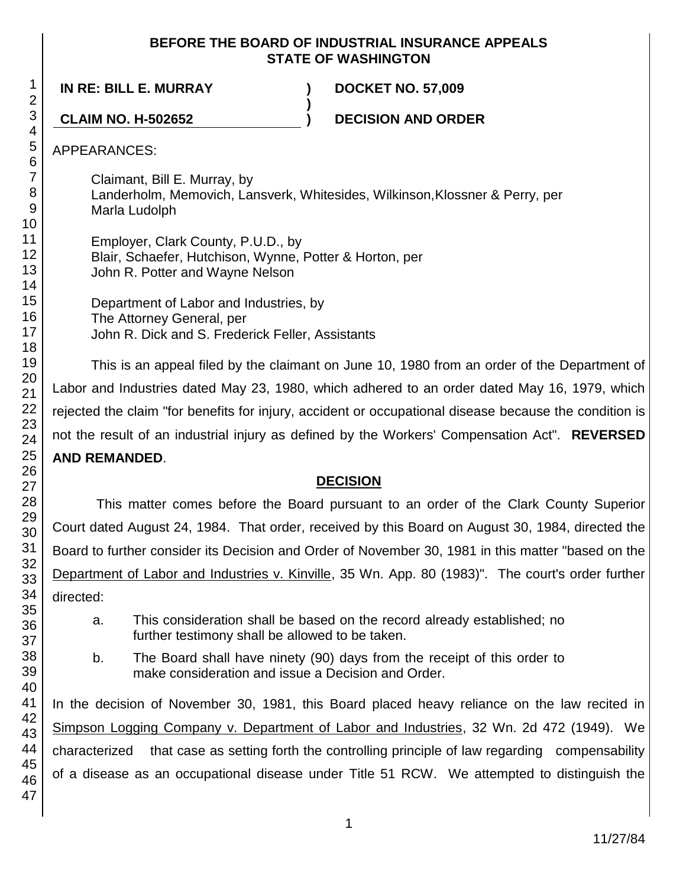**BEFORE THE BOARD OF INDUSTRIAL INSURANCE APPEALS**
**STATE OF WASHINGTON**

| | | |
|---|---|---|
| **IN RE: BILL E. MURRAY** | **)** | **DOCKET NO. 57,009** |
| | **)** | |
| **CLAIM NO. H-502652** | **)** | **DECISION AND ORDER** |

APPEARANCES:

Claimant, Bill E. Murray, by
Landerholm, Memovich, Lansverk, Whitesides, Wilkinson,Klossner & Perry, per
Marla Ludolph

Employer, Clark County, P.U.D., by
Blair, Schaefer, Hutchison, Wynne, Potter & Horton, per
John R. Potter and Wayne Nelson

Department of Labor and Industries, by
The Attorney General, per
John R. Dick and S. Frederick Feller, Assistants

This is an appeal filed by the claimant on June 10, 1980 from an order of the Department of Labor and Industries dated May 23, 1980, which adhered to an order dated May 16, 1979, which rejected the claim "for benefits for injury, accident or occupational disease because the condition is not the result of an industrial injury as defined by the Workers' Compensation Act". **REVERSED AND REMANDED**.

## DECISION

This matter comes before the Board pursuant to an order of the Clark County Superior Court dated August 24, 1984. That order, received by this Board on August 30, 1984, directed the Board to further consider its Decision and Order of November 30, 1981 in this matter "based on the Department of Labor and Industries v. Kinville, 35 Wn. App. 80 (1983)". The court's order further directed:

a. This consideration shall be based on the record already established; no further testimony shall be allowed to be taken.

b. The Board shall have ninety (90) days from the receipt of this order to make consideration and issue a Decision and Order.

In the decision of November 30, 1981, this Board placed heavy reliance on the law recited in Simpson Logging Company v. Department of Labor and Industries, 32 Wn. 2d 472 (1949). We characterized that case as setting forth the controlling principle of law regarding compensability of a disease as an occupational disease under Title 51 RCW. We attempted to distinguish the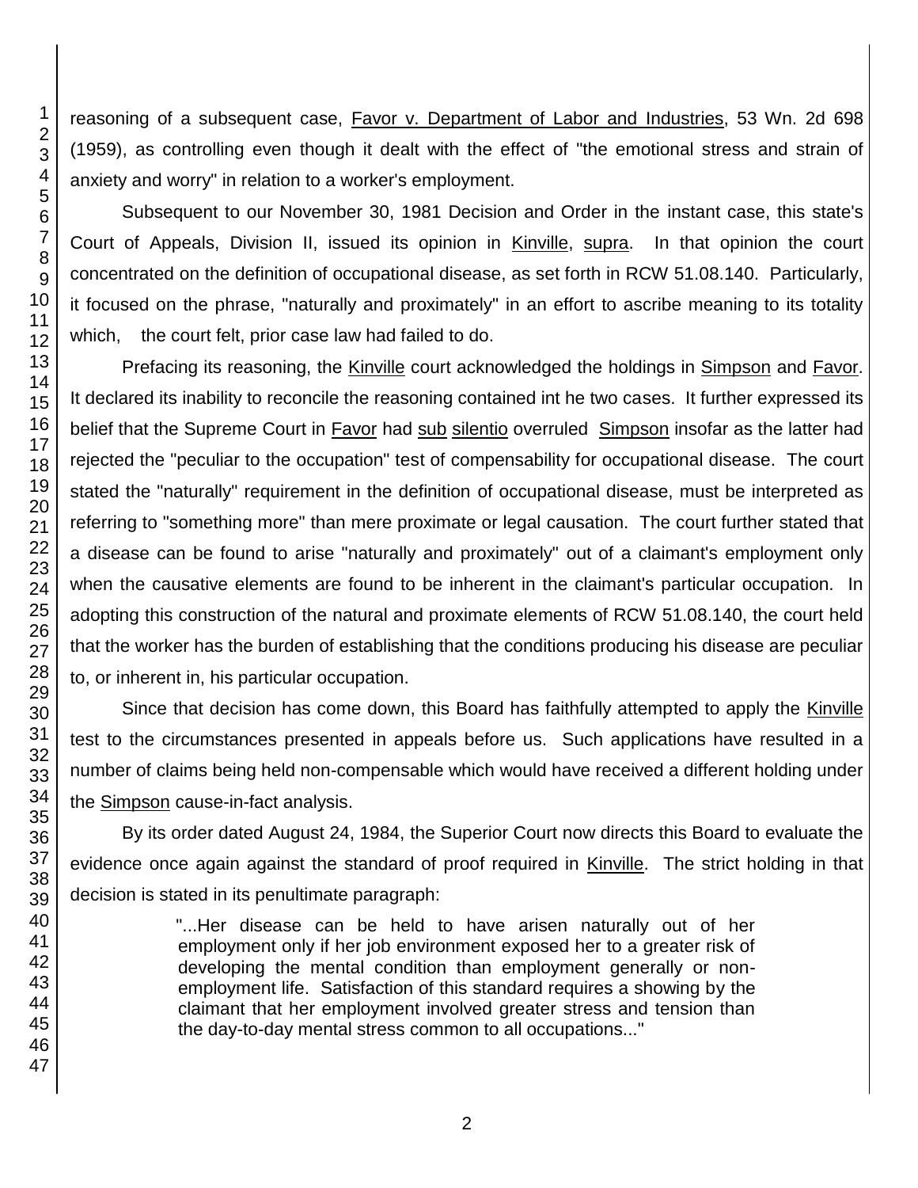reasoning of a subsequent case, Favor v. Department of Labor and Industries, 53 Wn. 2d 698 (1959), as controlling even though it dealt with the effect of "the emotional stress and strain of anxiety and worry" in relation to a worker's employment.

Subsequent to our November 30, 1981 Decision and Order in the instant case, this state's Court of Appeals, Division II, issued its opinion in Kinville, supra. In that opinion the court concentrated on the definition of occupational disease, as set forth in RCW 51.08.140. Particularly, it focused on the phrase, "naturally and proximately" in an effort to ascribe meaning to its totality which, the court felt, prior case law had failed to do.

Prefacing its reasoning, the Kinville court acknowledged the holdings in Simpson and Favor. It declared its inability to reconcile the reasoning contained int he two cases. It further expressed its belief that the Supreme Court in Favor had sub silentio overruled Simpson insofar as the latter had rejected the "peculiar to the occupation" test of compensability for occupational disease. The court stated the "naturally" requirement in the definition of occupational disease, must be interpreted as referring to "something more" than mere proximate or legal causation. The court further stated that a disease can be found to arise "naturally and proximately" out of a claimant's employment only when the causative elements are found to be inherent in the claimant's particular occupation. In adopting this construction of the natural and proximate elements of RCW 51.08.140, the court held that the worker has the burden of establishing that the conditions producing his disease are peculiar to, or inherent in, his particular occupation.

Since that decision has come down, this Board has faithfully attempted to apply the Kinville test to the circumstances presented in appeals before us. Such applications have resulted in a number of claims being held non-compensable which would have received a different holding under the Simpson cause-in-fact analysis.

By its order dated August 24, 1984, the Superior Court now directs this Board to evaluate the evidence once again against the standard of proof required in Kinville. The strict holding in that decision is stated in its penultimate paragraph:

> "...Her disease can be held to have arisen naturally out of her employment only if her job environment exposed her to a greater risk of developing the mental condition than employment generally or non-employment life. Satisfaction of this standard requires a showing by the claimant that her employment involved greater stress and tension than the day-to-day mental stress common to all occupations..."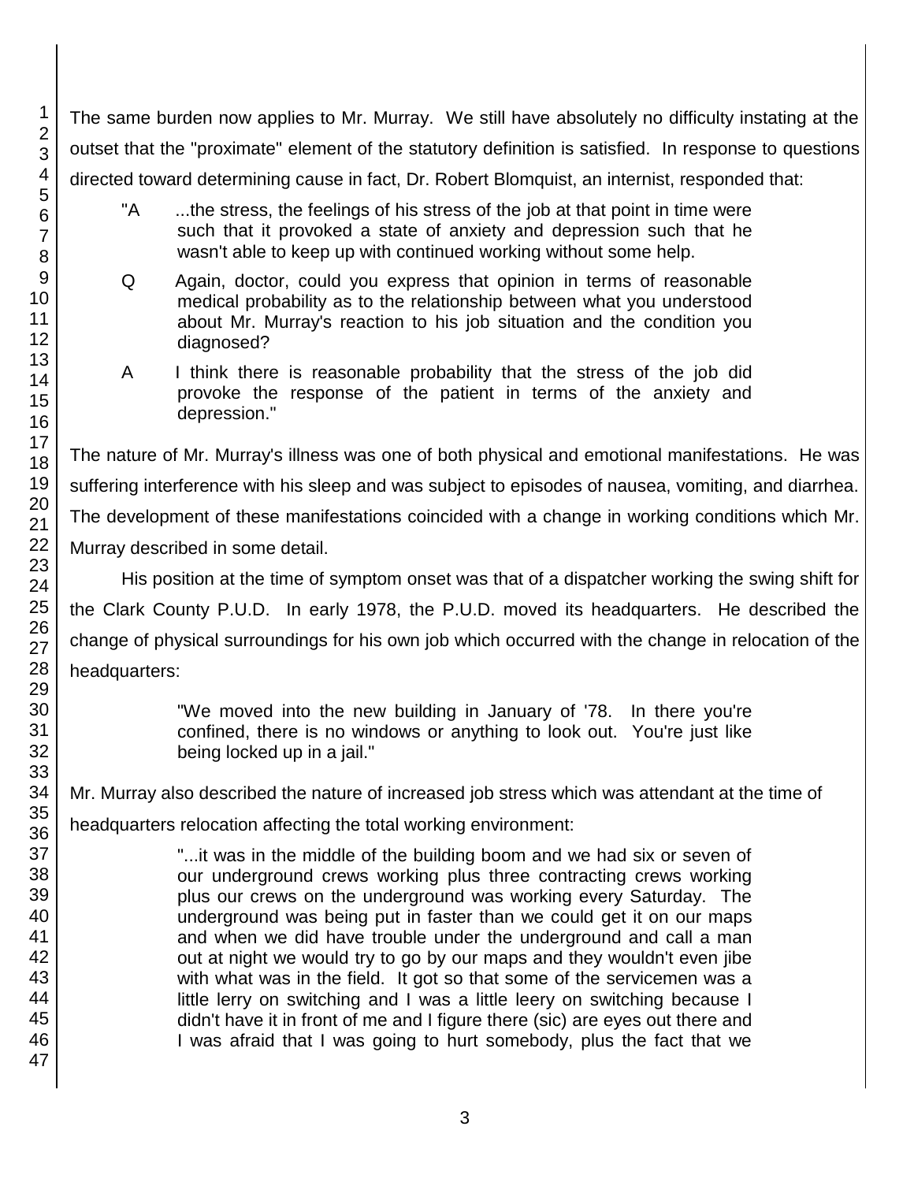The same burden now applies to Mr. Murray. We still have absolutely no difficulty instating at the outset that the "proximate" element of the statutory definition is satisfied. In response to questions directed toward determining cause in fact, Dr. Robert Blomquist, an internist, responded that:

> "A ...the stress, the feelings of his stress of the job at that point in time were such that it provoked a state of anxiety and depression such that he wasn't able to keep up with continued working without some help.
>
> Q Again, doctor, could you express that opinion in terms of reasonable medical probability as to the relationship between what you understood about Mr. Murray's reaction to his job situation and the condition you diagnosed?
>
> A I think there is reasonable probability that the stress of the job did provoke the response of the patient in terms of the anxiety and depression."

The nature of Mr. Murray's illness was one of both physical and emotional manifestations. He was suffering interference with his sleep and was subject to episodes of nausea, vomiting, and diarrhea. The development of these manifestations coincided with a change in working conditions which Mr. Murray described in some detail.

His position at the time of symptom onset was that of a dispatcher working the swing shift for the Clark County P.U.D. In early 1978, the P.U.D. moved its headquarters. He described the change of physical surroundings for his own job which occurred with the change in relocation of the headquarters:

> "We moved into the new building in January of '78. In there you're confined, there is no windows or anything to look out. You're just like being locked up in a jail."

Mr. Murray also described the nature of increased job stress which was attendant at the time of headquarters relocation affecting the total working environment:

> "...it was in the middle of the building boom and we had six or seven of our underground crews working plus three contracting crews working plus our crews on the underground was working every Saturday. The underground was being put in faster than we could get it on our maps and when we did have trouble under the underground and call a man out at night we would try to go by our maps and they wouldn't even jibe with what was in the field. It got so that some of the servicemen was a little lerry on switching and I was a little leery on switching because I didn't have it in front of me and I figure there (sic) are eyes out there and I was afraid that I was going to hurt somebody, plus the fact that we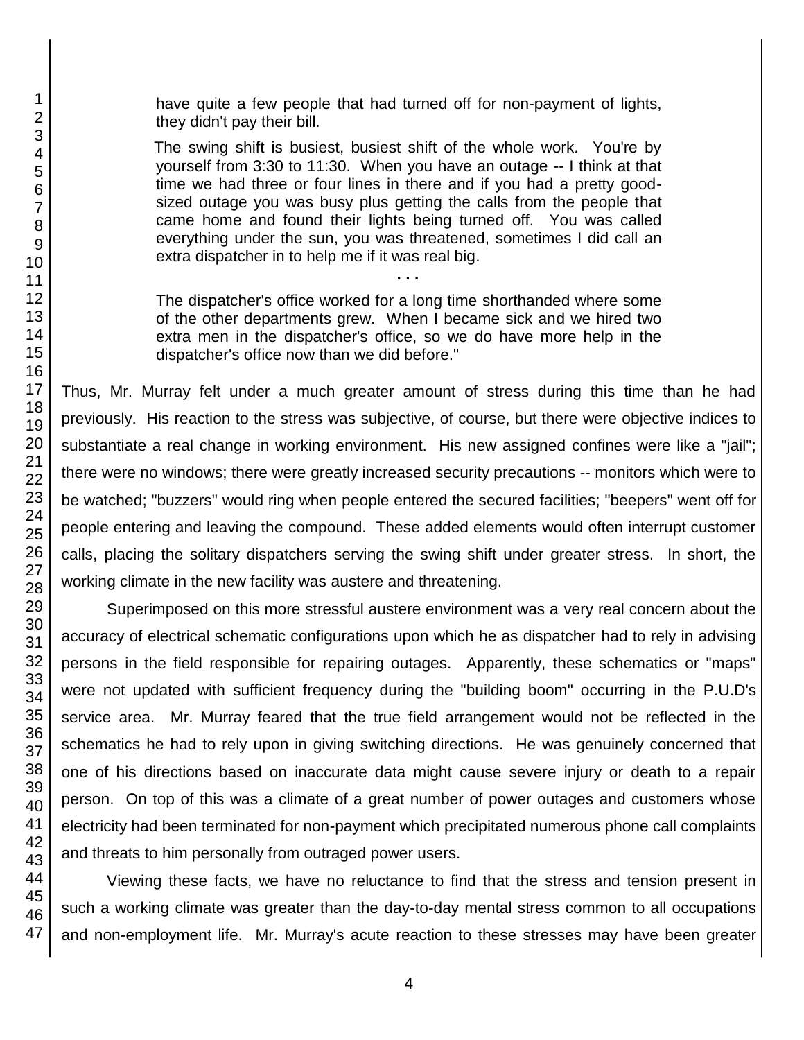> have quite a few people that had turned off for non-payment of lights, they didn't pay their bill.
>
> The swing shift is busiest, busiest shift of the whole work. You're by yourself from 3:30 to 11:30. When you have an outage -- I think at that time we had three or four lines in there and if you had a pretty good-sized outage you was busy plus getting the calls from the people that came home and found their lights being turned off. You was called everything under the sun, you was threatened, sometimes I did call an extra dispatcher in to help me if it was real big.
>
> . . .
>
> The dispatcher's office worked for a long time shorthanded where some of the other departments grew. When I became sick and we hired two extra men in the dispatcher's office, so we do have more help in the dispatcher's office now than we did before."

Thus, Mr. Murray felt under a much greater amount of stress during this time than he had previously. His reaction to the stress was subjective, of course, but there were objective indices to substantiate a real change in working environment. His new assigned confines were like a "jail"; there were no windows; there were greatly increased security precautions -- monitors which were to be watched; "buzzers" would ring when people entered the secured facilities; "beepers" went off for people entering and leaving the compound. These added elements would often interrupt customer calls, placing the solitary dispatchers serving the swing shift under greater stress. In short, the working climate in the new facility was austere and threatening.

Superimposed on this more stressful austere environment was a very real concern about the accuracy of electrical schematic configurations upon which he as dispatcher had to rely in advising persons in the field responsible for repairing outages. Apparently, these schematics or "maps" were not updated with sufficient frequency during the "building boom" occurring in the P.U.D's service area. Mr. Murray feared that the true field arrangement would not be reflected in the schematics he had to rely upon in giving switching directions. He was genuinely concerned that one of his directions based on inaccurate data might cause severe injury or death to a repair person. On top of this was a climate of a great number of power outages and customers whose electricity had been terminated for non-payment which precipitated numerous phone call complaints and threats to him personally from outraged power users.

Viewing these facts, we have no reluctance to find that the stress and tension present in such a working climate was greater than the day-to-day mental stress common to all occupations and non-employment life. Mr. Murray's acute reaction to these stresses may have been greater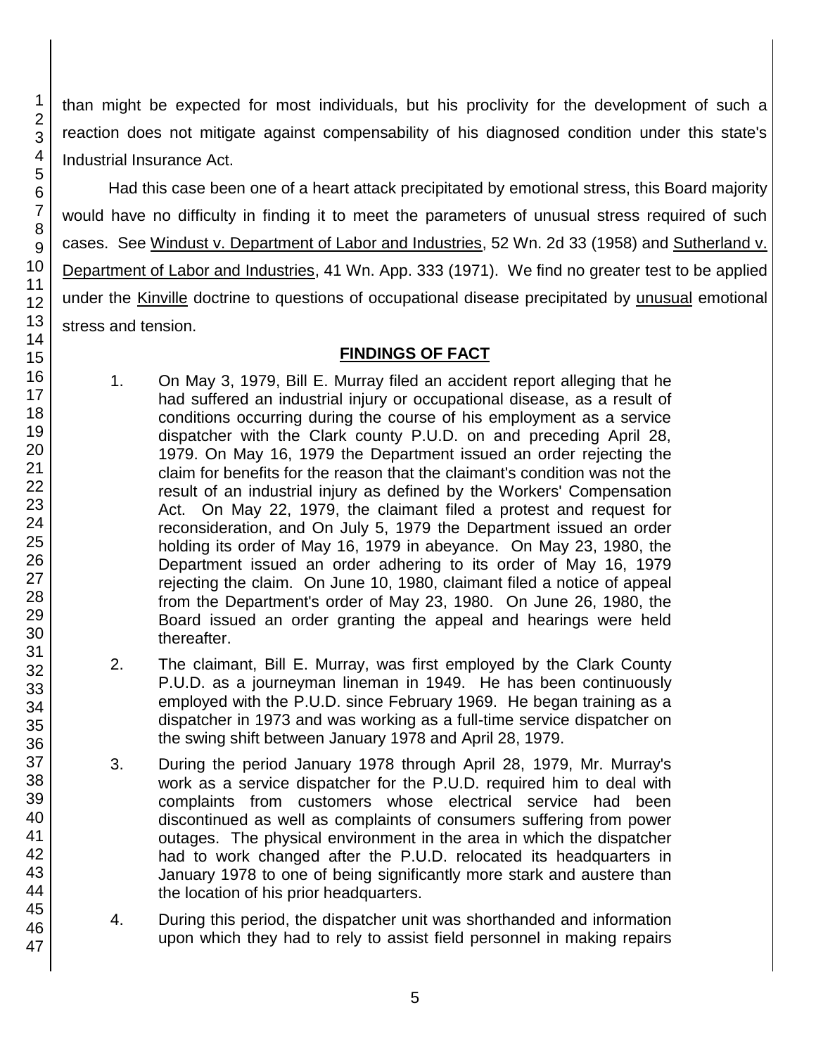than might be expected for most individuals, but his proclivity for the development of such a reaction does not mitigate against compensability of his diagnosed condition under this state's Industrial Insurance Act.

Had this case been one of a heart attack precipitated by emotional stress, this Board majority would have no difficulty in finding it to meet the parameters of unusual stress required of such cases. See Windust v. Department of Labor and Industries, 52 Wn. 2d 33 (1958) and Sutherland v. Department of Labor and Industries, 41 Wn. App. 333 (1971). We find no greater test to be applied under the Kinville doctrine to questions of occupational disease precipitated by unusual emotional stress and tension.

## FINDINGS OF FACT

1. On May 3, 1979, Bill E. Murray filed an accident report alleging that he had suffered an industrial injury or occupational disease, as a result of conditions occurring during the course of his employment as a service dispatcher with the Clark county P.U.D. on and preceding April 28, 1979. On May 16, 1979 the Department issued an order rejecting the claim for benefits for the reason that the claimant's condition was not the result of an industrial injury as defined by the Workers' Compensation Act. On May 22, 1979, the claimant filed a protest and request for reconsideration, and On July 5, 1979 the Department issued an order holding its order of May 16, 1979 in abeyance. On May 23, 1980, the Department issued an order adhering to its order of May 16, 1979 rejecting the claim. On June 10, 1980, claimant filed a notice of appeal from the Department's order of May 23, 1980. On June 26, 1980, the Board issued an order granting the appeal and hearings were held thereafter.

2. The claimant, Bill E. Murray, was first employed by the Clark County P.U.D. as a journeyman lineman in 1949. He has been continuously employed with the P.U.D. since February 1969. He began training as a dispatcher in 1973 and was working as a full-time service dispatcher on the swing shift between January 1978 and April 28, 1979.

3. During the period January 1978 through April 28, 1979, Mr. Murray's work as a service dispatcher for the P.U.D. required him to deal with complaints from customers whose electrical service had been discontinued as well as complaints of consumers suffering from power outages. The physical environment in the area in which the dispatcher had to work changed after the P.U.D. relocated its headquarters in January 1978 to one of being significantly more stark and austere than the location of his prior headquarters.

4. During this period, the dispatcher unit was shorthanded and information upon which they had to rely to assist field personnel in making repairs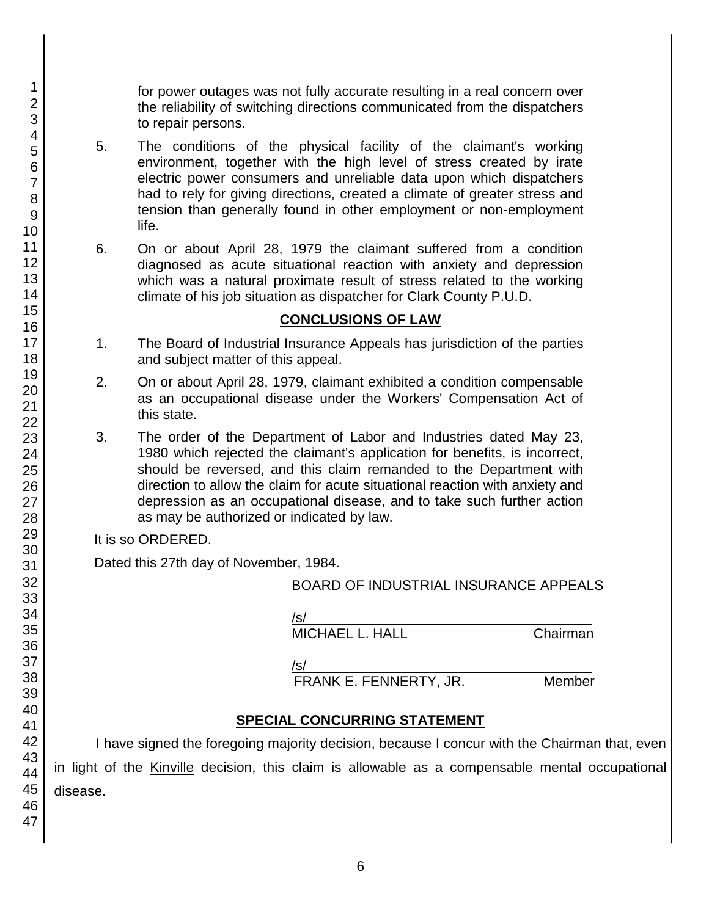for power outages was not fully accurate resulting in a real concern over the reliability of switching directions communicated from the dispatchers to repair persons.

5. The conditions of the physical facility of the claimant's working environment, together with the high level of stress created by irate electric power consumers and unreliable data upon which dispatchers had to rely for giving directions, created a climate of greater stress and tension than generally found in other employment or non-employment life.

6. On or about April 28, 1979 the claimant suffered from a condition diagnosed as acute situational reaction with anxiety and depression which was a natural proximate result of stress related to the working climate of his job situation as dispatcher for Clark County P.U.D.

## CONCLUSIONS OF LAW

1. The Board of Industrial Insurance Appeals has jurisdiction of the parties and subject matter of this appeal.

2. On or about April 28, 1979, claimant exhibited a condition compensable as an occupational disease under the Workers' Compensation Act of this state.

3. The order of the Department of Labor and Industries dated May 23, 1980 which rejected the claimant's application for benefits, is incorrect, should be reversed, and this claim remanded to the Department with direction to allow the claim for acute situational reaction with anxiety and depression as an occupational disease, and to take such further action as may be authorized or indicated by law.

It is so ORDERED.

Dated this 27th day of November, 1984.

BOARD OF INDUSTRIAL INSURANCE APPEALS

/s/
MICHAEL L. HALL Chairman

/s/
FRANK E. FENNERTY, JR. Member

## SPECIAL CONCURRING STATEMENT

I have signed the foregoing majority decision, because I concur with the Chairman that, even in light of the Kinville decision, this claim is allowable as a compensable mental occupational disease.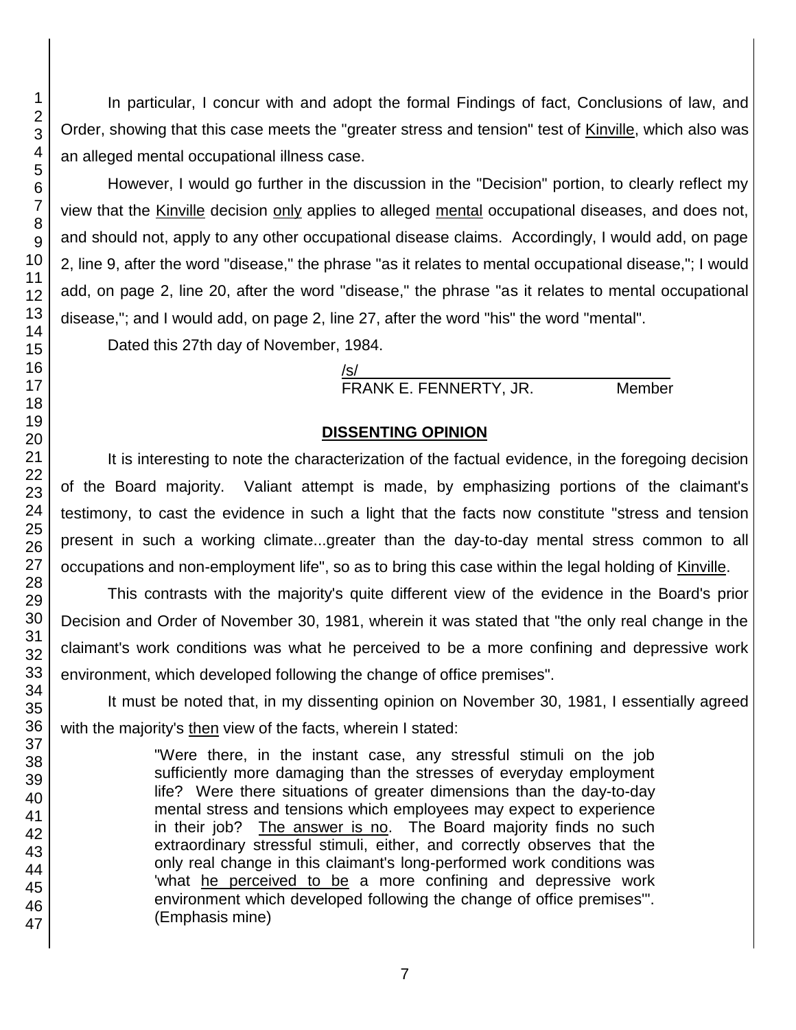In particular, I concur with and adopt the formal Findings of fact, Conclusions of law, and Order, showing that this case meets the "greater stress and tension" test of Kinville, which also was an alleged mental occupational illness case.

However, I would go further in the discussion in the "Decision" portion, to clearly reflect my view that the Kinville decision only applies to alleged mental occupational diseases, and does not, and should not, apply to any other occupational disease claims. Accordingly, I would add, on page 2, line 9, after the word "disease," the phrase "as it relates to mental occupational disease,"; I would add, on page 2, line 20, after the word "disease," the phrase "as it relates to mental occupational disease,"; and I would add, on page 2, line 27, after the word "his" the word "mental".

Dated this 27th day of November, 1984.

/s/
FRANK E. FENNERTY, JR. Member

## DISSENTING OPINION

It is interesting to note the characterization of the factual evidence, in the foregoing decision of the Board majority. Valiant attempt is made, by emphasizing portions of the claimant's testimony, to cast the evidence in such a light that the facts now constitute "stress and tension present in such a working climate...greater than the day-to-day mental stress common to all occupations and non-employment life", so as to bring this case within the legal holding of Kinville.

This contrasts with the majority's quite different view of the evidence in the Board's prior Decision and Order of November 30, 1981, wherein it was stated that "the only real change in the claimant's work conditions was what he perceived to be a more confining and depressive work environment, which developed following the change of office premises".

It must be noted that, in my dissenting opinion on November 30, 1981, I essentially agreed with the majority's then view of the facts, wherein I stated:

> "Were there, in the instant case, any stressful stimuli on the job sufficiently more damaging than the stresses of everyday employment life? Were there situations of greater dimensions than the day-to-day mental stress and tensions which employees may expect to experience in their job? The answer is no. The Board majority finds no such extraordinary stressful stimuli, either, and correctly observes that the only real change in this claimant's long-performed work conditions was 'what he perceived to be a more confining and depressive work environment which developed following the change of office premises'". (Emphasis mine)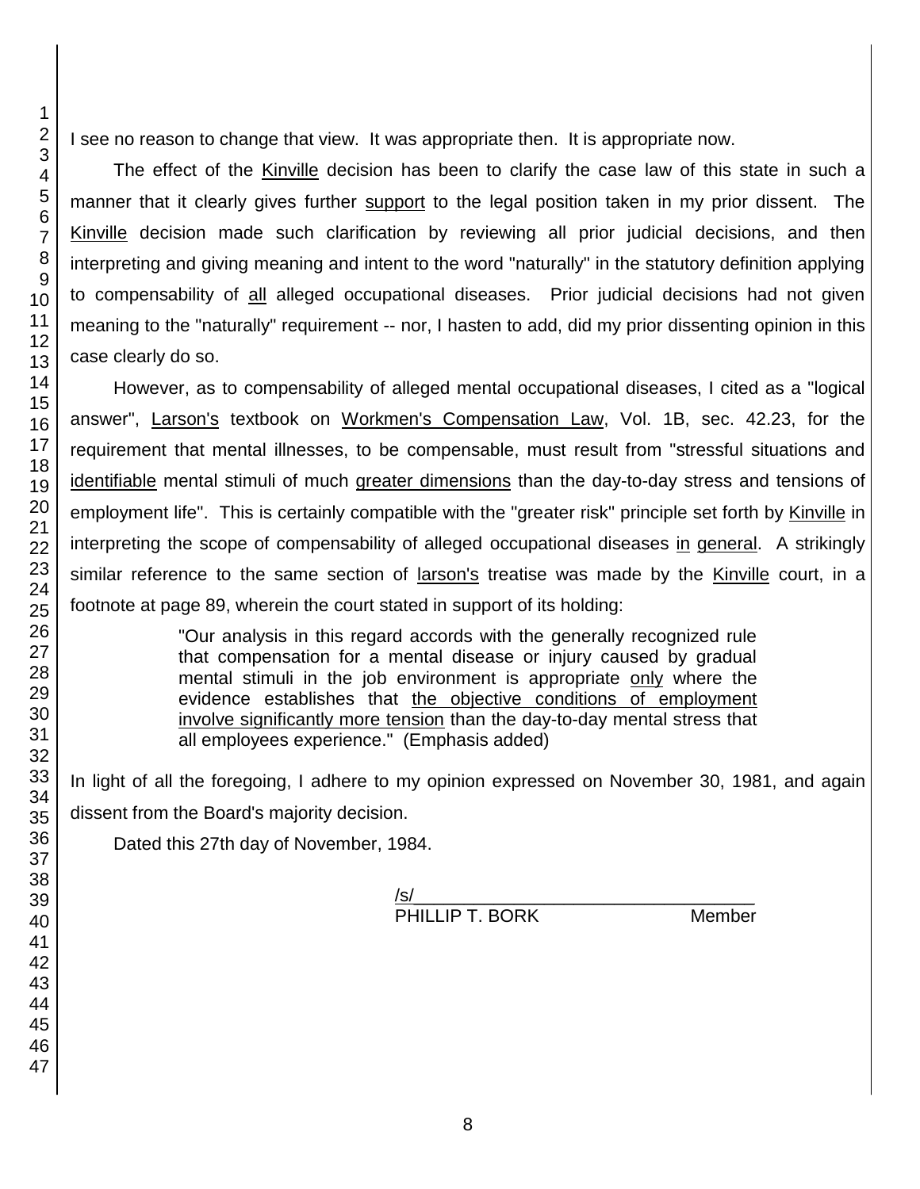I see no reason to change that view. It was appropriate then. It is appropriate now.

The effect of the Kinville decision has been to clarify the case law of this state in such a manner that it clearly gives further support to the legal position taken in my prior dissent. The Kinville decision made such clarification by reviewing all prior judicial decisions, and then interpreting and giving meaning and intent to the word "naturally" in the statutory definition applying to compensability of all alleged occupational diseases. Prior judicial decisions had not given meaning to the "naturally" requirement -- nor, I hasten to add, did my prior dissenting opinion in this case clearly do so.

However, as to compensability of alleged mental occupational diseases, I cited as a "logical answer", Larson's textbook on Workmen's Compensation Law, Vol. 1B, sec. 42.23, for the requirement that mental illnesses, to be compensable, must result from "stressful situations and identifiable mental stimuli of much greater dimensions than the day-to-day stress and tensions of employment life". This is certainly compatible with the "greater risk" principle set forth by Kinville in interpreting the scope of compensability of alleged occupational diseases in general. A strikingly similar reference to the same section of larson's treatise was made by the Kinville court, in a footnote at page 89, wherein the court stated in support of its holding:

> "Our analysis in this regard accords with the generally recognized rule that compensation for a mental disease or injury caused by gradual mental stimuli in the job environment is appropriate only where the evidence establishes that the objective conditions of employment involve significantly more tension than the day-to-day mental stress that all employees experience." (Emphasis added)

In light of all the foregoing, I adhere to my opinion expressed on November 30, 1981, and again dissent from the Board's majority decision.

Dated this 27th day of November, 1984.

/s/
PHILLIP T. BORK Member